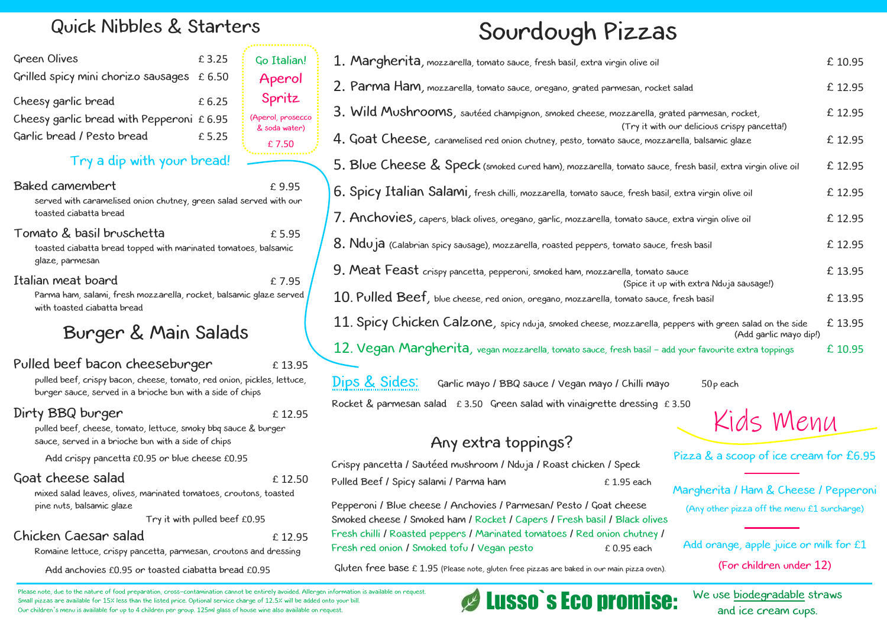## Quick Nibbles & Starters

Green Olives £ 3.25

Grilled spicy mini chorizo sausages £ 6.50

Cheesy garlic bread £ 6.25

Cheesy garlic bread with Pepperoni £ 6.95

Garlic bread / Pesto bread £ 5.25

Go Italian! **Aperol Spritz** (Aperol, prosecco & soda water) £ 7.50

Try a dip with your bread!

**Baked camembert** £ 9.95
served with caramelised onion chutney, green salad served with our toasted ciabatta bread

**Tomato & basil bruschetta** £ 5.95
toasted ciabatta bread topped with marinated tomatoes, balsamic glaze, parmesan

**Italian meat board** £ 7.95
Parma ham, salami, fresh mozzarella, rocket, balsamic glaze served with toasted ciabatta bread

## Burger & Main Salads

**Pulled beef bacon cheeseburger** £ 13.95
pulled beef, crispy bacon, cheese, tomato, red onion, pickles, lettuce, burger sauce, served in a brioche bun with a side of chips

**Dirty BBQ burger** £ 12.95
pulled beef, cheese, tomato, lettuce, smoky bbq sauce & burger sauce, served in a brioche bun with a side of chips

Add crispy pancetta £0.95 or blue cheese £0.95

**Goat cheese salad** £ 12.50
mixed salad leaves, olives, marinated tomatoes, croutons, toasted pine nuts, balsamic glaze

Try it with pulled beef £0.95

**Chicken Caesar salad** £ 12.95
Romaine lettuce, crispy pancetta, parmesan, croutons and dressing

Add anchovies £0.95 or toasted ciabatta bread £0.95

# Sourdough Pizzas

1. **Margherita**, mozzarella, tomato sauce, fresh basil, extra virgin olive oil £ 10.95
2. **Parma Ham**, mozzarella, tomato sauce, oregano, grated parmesan, rocket salad £ 12.95
3. **Wild Mushrooms**, sautéed champignon, smoked cheese, mozzarella, grated parmesan, rocket, (Try it with our delicious crispy pancetta!) £ 12.95
4. **Goat Cheese**, caramelised red onion chutney, pesto, tomato sauce, mozzarella, balsamic glaze £ 12.95
5. **Blue Cheese & Speck** (smoked cured ham), mozzarella, tomato sauce, fresh basil, extra virgin olive oil £ 12.95
6. **Spicy Italian Salami**, fresh chilli, mozzarella, tomato sauce, fresh basil, extra virgin olive oil £ 12.95
7. **Anchovies**, capers, black olives, oregano, garlic, mozzarella, tomato sauce, extra virgin olive oil £ 12.95
8. **Nduja** (Calabrian spicy sausage), mozzarella, roasted peppers, tomato sauce, fresh basil £ 12.95
9. **Meat Feast** crispy pancetta, pepperoni, smoked ham, mozzarella, tomato sauce (Spice it up with extra Nduja sausage!) £ 13.95
10. **Pulled Beef**, blue cheese, red onion, oregano, mozzarella, tomato sauce, fresh basil £ 13.95
11. **Spicy Chicken Calzone**, spicy nduja, smoked cheese, mozzarella, peppers with green salad on the side (Add garlic mayo dip!) £ 13.95
12. **Vegan Margherita**, vegan mozzarella, tomato sauce, fresh basil – add your favourite extra toppings £ 10.95

**Dips & Sides:** Garlic mayo / BBQ sauce / Vegan mayo / Chilli mayo 50p each

Rocket & parmesan salad £ 3.50 Green salad with vinaigrette dressing £ 3.50

## Any extra toppings?

Crispy pancetta / Sautéed mushroom / Nduja / Roast chicken / Speck
Pulled Beef / Spicy salami / Parma ham £ 1.95 each

Pepperoni / Blue cheese / Anchovies / Parmesan/ Pesto / Goat cheese
Smoked cheese / Smoked ham / Rocket / Capers / Fresh basil / Black olives
Fresh chilli / Roasted peppers / Marinated tomatoes / Red onion chutney /
Fresh red onion / Smoked tofu / Vegan pesto £ 0.95 each

Gluten free base £ 1.95 (Please note, gluten free pizzas are baked in our main pizza oven).

## Kids Menu

Pizza & a scoop of ice cream for £6.95

Margherita / Ham & Cheese / Pepperoni
(Any other pizza off the menu £1 surcharge)

Add orange, apple juice or milk for £1

(For children under 12)

Please note, due to the nature of food preparation, cross-contamination cannot be entirely avoided. Allergen information is available on request.
Small pizzas are available for 15% less than the listed price. Optional service charge of 12.5% will be added onto your bill.
Our children's menu is available for up to 4 children per group. 125ml glass of house wine also available on request.

**Lusso`s Eco promise:** We use biodegradable straws and ice cream cups.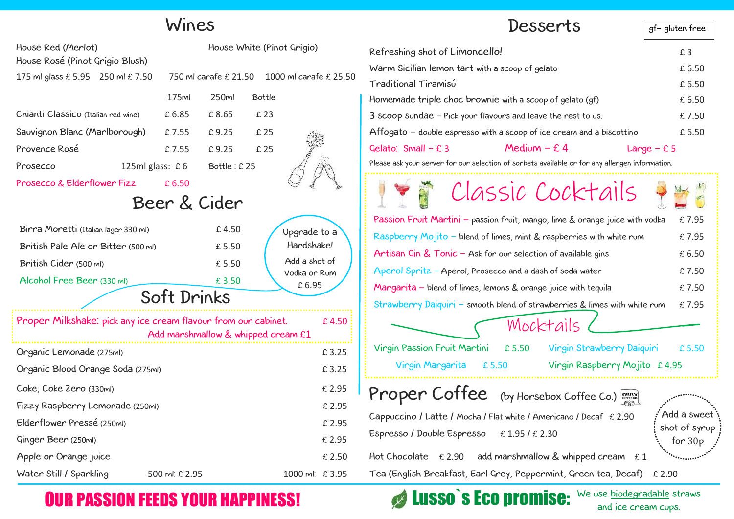# Wines

House Red (Merlot)
House Rosé (Pinot Grigio Blush)
House White (Pinot Grigio)

175 ml glass £ 5.95 250 ml £ 7.50 750 ml carafe £ 21.50 1000 ml carafe £ 25.50

| | 175ml | 250ml | Bottle |
|---|---|---|---|
| Chianti Classico (Italian red wine) | £ 6.85 | £ 8.65 | £ 23 |
| Sauvignon Blanc (Marlborough) | £ 7.55 | £ 9.25 | £ 25 |
| Provence Rosé | £ 7.55 | £ 9.25 | £ 25 |

Prosecco 125ml glass: £ 6 Bottle : £ 25

Prosecco & Elderflower Fizz £ 6.50

# Beer & Cider

| | |
|---|---|
| Birra Moretti (Italian lager 330 ml) | £ 4.50 |
| British Pale Ale or Bitter (500 ml) | £ 5.50 |
| British Cider (500 ml) | £ 5.50 |
| Alcohol Free Beer (330 ml) | £ 3.50 |

Upgrade to a Hardshake!
Add a shot of Vodka or Rum £ 6.95

# Soft Drinks

Proper Milkshake: pick any ice cream flavour from our cabinet. £ 4.50
Add marshmallow & whipped cream £1

| | |
|---|---|
| Organic Lemonade (275ml) | £ 3.25 |
| Organic Blood Orange Soda (275ml) | £ 3.25 |
| Coke, Coke Zero (330ml) | £ 2.95 |
| Fizzy Raspberry Lemonade (250ml) | £ 2.95 |
| Elderflower Pressé (250ml) | £ 2.95 |
| Ginger Beer (250ml) | £ 2.95 |
| Apple or Orange juice | £ 2.50 |

Water Still / Sparkling 500 ml: £ 2.95 1000 ml: £ 3.95

# Desserts

gf- gluten free

| | |
|---|---|
| Refreshing shot of Limoncello! | £ 3 |
| Warm Sicilian lemon tart with a scoop of gelato | £ 6.50 |
| Traditional Tiramisú | £ 6.50 |
| Homemade triple choc brownie with a scoop of gelato (gf) | £ 6.50 |
| 3 scoop sundae – Pick your flavours and leave the rest to us. | £ 7.50 |
| Affogato – double espresso with a scoop of ice cream and a biscottino | £ 6.50 |

Gelato: Small – £ 3 Medium – £ 4 Large – £ 5

Please ask your server for our selection of sorbets available or for any allergen information.

# Classic Cocktails

| | |
|---|---|
| Passion Fruit Martini – passion fruit, mango, lime & orange juice with vodka | £ 7.95 |
| Raspberry Mojito – blend of limes, mint & raspberries with white rum | £ 7.95 |
| Artisan Gin & Tonic – Ask for our selection of available gins | £ 6.50 |
| Aperol Spritz – Aperol, Prosecco and a dash of soda water | £ 7.50 |
| Margarita – blend of limes, lemons & orange juice with tequila | £ 7.50 |
| Strawberry Daiquiri – smooth blend of strawberries & limes with white rum | £ 7.95 |

## Mocktails

Virgin Passion Fruit Martini £ 5.50
Virgin Strawberry Daiquiri £ 5.50
Virgin Margarita £ 5.50
Virgin Raspberry Mojito £ 4.95

# Proper Coffee (by Horsebox Coffee Co.)

Cappuccino / Latte / Mocha / Flat white / Americano / Decaf £ 2.90

Espresso / Double Espresso £ 1.95 / £ 2.30

Add a sweet shot of syrup for 30p

Hot Chocolate £ 2.90 add marshmallow & whipped cream £ 1

Tea (English Breakfast, Earl Grey, Peppermint, Green tea, Decaf) £ 2.90

**OUR PASSION FEEDS YOUR HAPPINESS!**

**Lusso`s Eco promise:** We use biodegradable straws and ice cream cups.